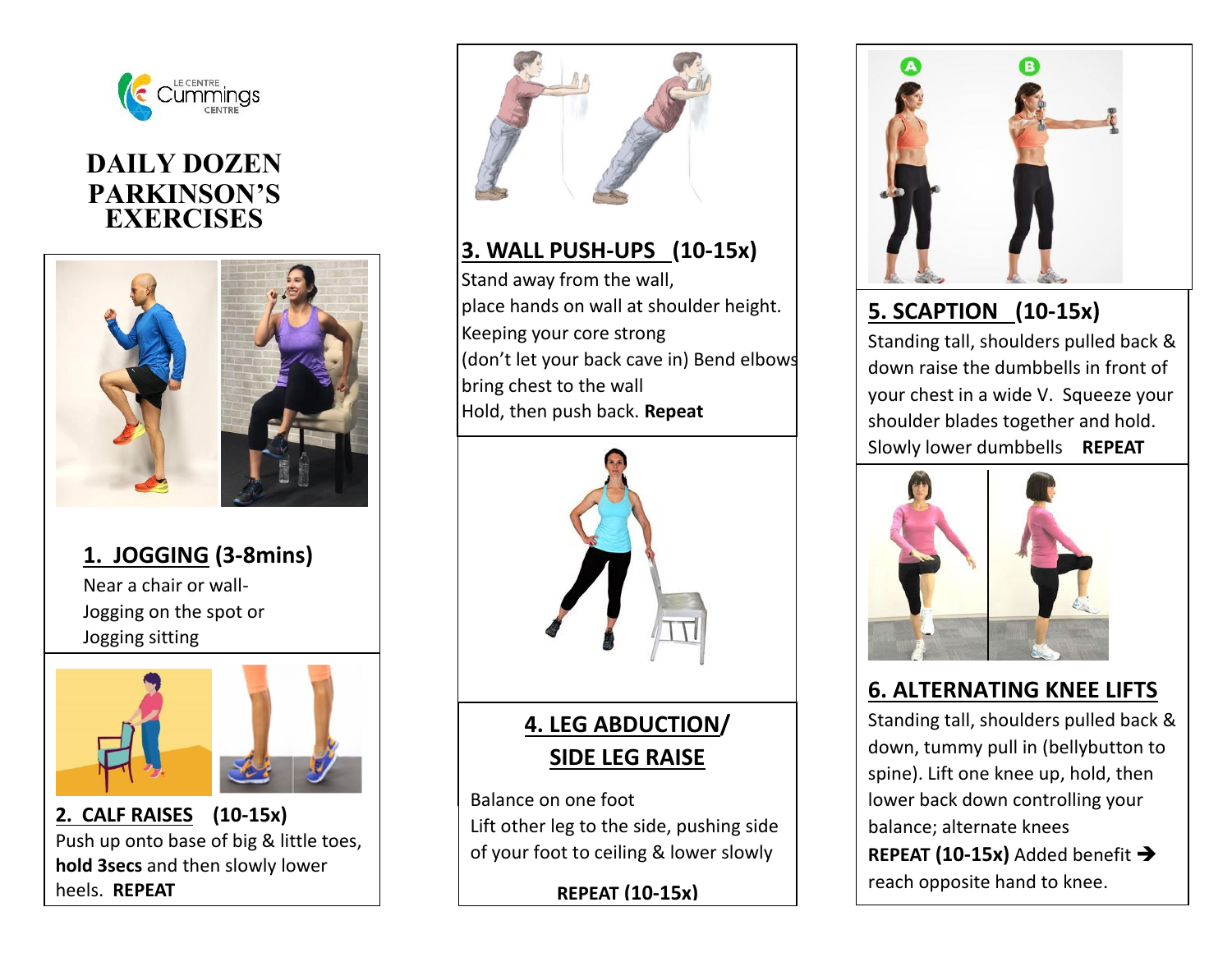LE CENTRE Cummings CENTRE

# DAILY DOZEN PARKINSON'S EXERCISES

## 1. JOGGING (3-8mins)

Near a chair or wall-
Jogging on the spot or
Jogging sitting

## 2. CALF RAISES (10-15x)

Push up onto base of big & little toes, **hold 3secs** and then slowly lower heels. **REPEAT**

## 3. WALL PUSH-UPS (10-15x)

Stand away from the wall,
place hands on wall at shoulder height.
Keeping your core strong
(don't let your back cave in) Bend elbows
bring chest to the wall
Hold, then push back. **Repeat**

## 4. LEG ABDUCTION/ SIDE LEG RAISE

Balance on one foot
Lift other leg to the side, pushing side of your foot to ceiling & lower slowly

**REPEAT (10-15x)**

## 5. SCAPTION (10-15x)

A B

Standing tall, shoulders pulled back & down raise the dumbbells in front of your chest in a wide V. Squeeze your shoulder blades together and hold. Slowly lower dumbbells **REPEAT**

## 6. ALTERNATING KNEE LIFTS

Standing tall, shoulders pulled back & down, tummy pull in (bellybutton to spine). Lift one knee up, hold, then lower back down controlling your balance; alternate knees
**REPEAT (10-15x)** Added benefit ➔ reach opposite hand to knee.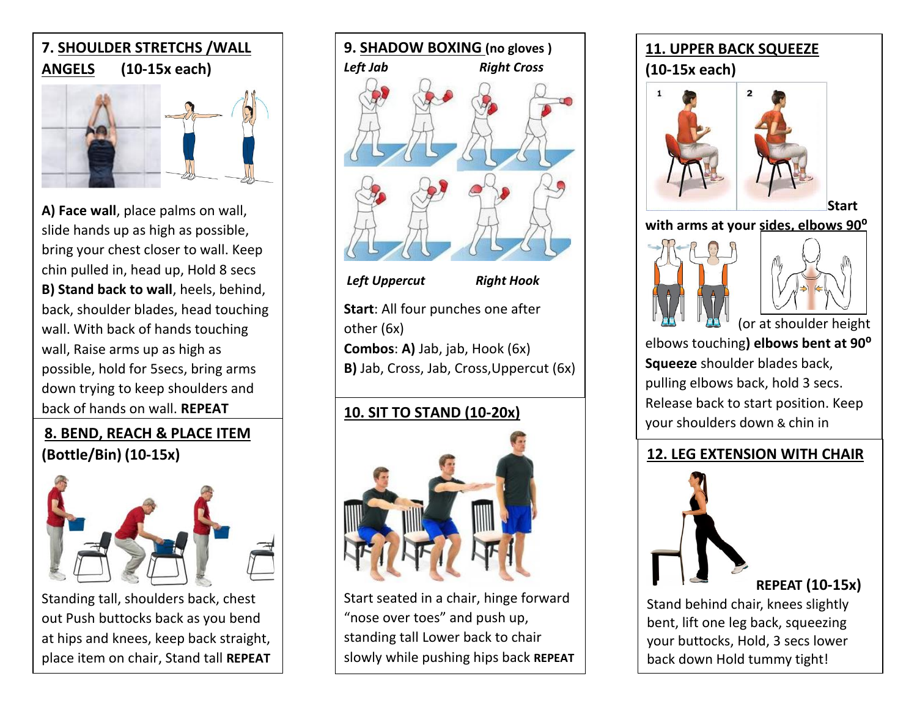## 7. SHOULDER STRETCHS /WALL ANGELS (10-15x each)

**A) Face wall**, place palms on wall, slide hands up as high as possible, bring your chest closer to wall. Keep chin pulled in, head up, Hold 8 secs
**B) Stand back to wall**, heels, behind, back, shoulder blades, head touching wall. With back of hands touching wall, Raise arms up as high as possible, hold for 5secs, bring arms down trying to keep shoulders and back of hands on wall. **REPEAT**

## 8. BEND, REACH & PLACE ITEM (Bottle/Bin) (10-15x)

Standing tall, shoulders back, chest out Push buttocks back as you bend at hips and knees, keep back straight, place item on chair, Stand tall **REPEAT**

## 9. SHADOW BOXING (no gloves )

*Left Jab* *Right Cross*

*Left Uppercut* *Right Hook*

**Start**: All four punches one after other (6x)
**Combos**: **A)** Jab, jab, Hook (6x)
**B)** Jab, Cross, Jab, Cross,Uppercut (6x)

## 10. SIT TO STAND (10-20x)

Start seated in a chair, hinge forward "nose over toes" and push up, standing tall Lower back to chair slowly while pushing hips back **REPEAT**

## 11. UPPER BACK SQUEEZE (10-15x each)

1 2

**Start with arms at your sides, elbows 90º** (or at shoulder height elbows touching**) elbows bent at 90º Squeeze** shoulder blades back, pulling elbows back, hold 3 secs. Release back to start position. Keep your shoulders down & chin in

## 12. LEG EXTENSION WITH CHAIR

**REPEAT (10-15x)**

Stand behind chair, knees slightly bent, lift one leg back, squeezing your buttocks, Hold, 3 secs lower back down Hold tummy tight!